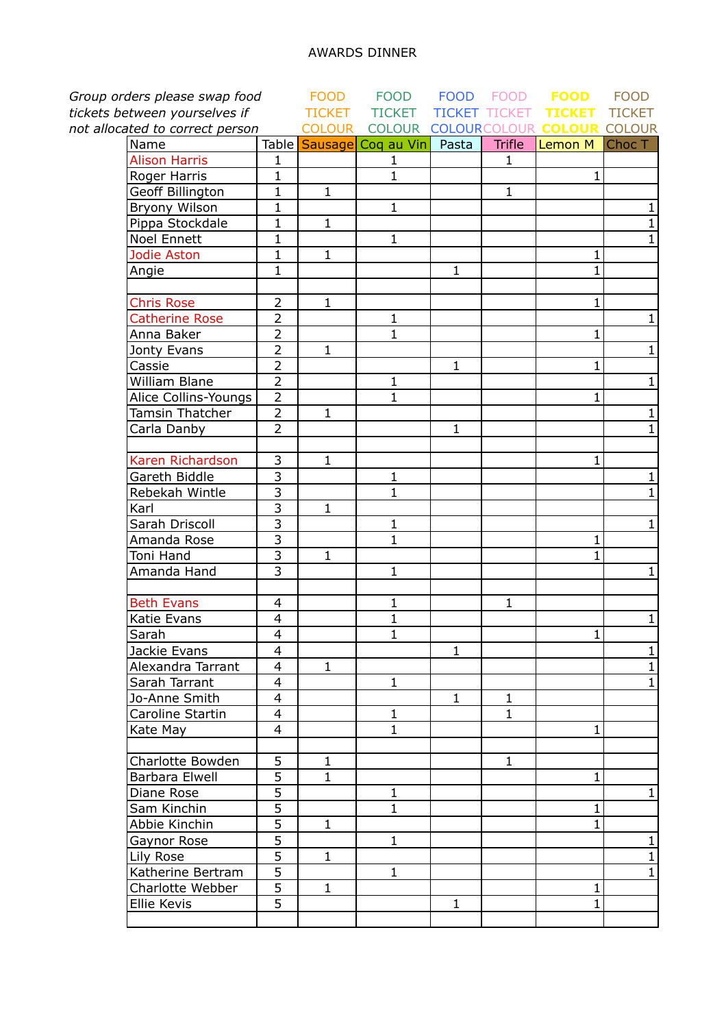# AWARDS DINNER

*Group orders please swap food tickets between yourselves if not allocated to correct person*

| | | FOOD TICKET COLOUR | FOOD TICKET COLOUR | FOOD TICKET COLOUR | FOOD TICKET COLOUR | FOOD TICKET COLOUR | FOOD TICKET COLOUR |
|---|---|---|---|---|---|---|---|
| Name | Table | Sausage | Coq au Vin | Pasta | Trifle | Lemon M | Choc T |
| Alison Harris | 1 | | 1 | | 1 | | |
| Roger Harris | 1 | | 1 | | | 1 | |
| Geoff Billington | 1 | 1 | | | 1 | | |
| Bryony Wilson | 1 | | 1 | | | | 1 |
| Pippa Stockdale | 1 | 1 | | | | | 1 |
| Noel Ennett | 1 | | 1 | | | | 1 |
| Jodie Aston | 1 | 1 | | | | 1 | |
| Angie | 1 | | | 1 | | 1 | |
| | | | | | | | |
| Chris Rose | 2 | 1 | | | | 1 | |
| Catherine Rose | 2 | | 1 | | | | 1 |
| Anna Baker | 2 | | 1 | | | 1 | |
| Jonty Evans | 2 | 1 | | | | | 1 |
| Cassie | 2 | | | 1 | | 1 | |
| William Blane | 2 | | 1 | | | | 1 |
| Alice Collins-Youngs | 2 | | 1 | | | 1 | |
| Tamsin Thatcher | 2 | 1 | | | | | 1 |
| Carla Danby | 2 | | | 1 | | | 1 |
| | | | | | | | |
| Karen Richardson | 3 | 1 | | | | 1 | |
| Gareth Biddle | 3 | | 1 | | | | 1 |
| Rebekah Wintle | 3 | | 1 | | | | 1 |
| Karl | 3 | 1 | | | | | |
| Sarah Driscoll | 3 | | 1 | | | | 1 |
| Amanda Rose | 3 | | 1 | | | 1 | |
| Toni Hand | 3 | 1 | | | | 1 | |
| Amanda Hand | 3 | | 1 | | | | 1 |
| | | | | | | | |
| Beth Evans | 4 | | 1 | | 1 | | |
| Katie Evans | 4 | | 1 | | | | 1 |
| Sarah | 4 | | 1 | | | 1 | |
| Jackie Evans | 4 | | | 1 | | | 1 |
| Alexandra Tarrant | 4 | 1 | | | | | 1 |
| Sarah Tarrant | 4 | | 1 | | | | 1 |
| Jo-Anne Smith | 4 | | | 1 | 1 | | |
| Caroline Startin | 4 | | 1 | | 1 | | |
| Kate May | 4 | | 1 | | | 1 | |
| | | | | | | | |
| Charlotte Bowden | 5 | 1 | | | 1 | | |
| Barbara Elwell | 5 | 1 | | | | 1 | |
| Diane Rose | 5 | | 1 | | | | 1 |
| Sam Kinchin | 5 | | 1 | | | 1 | |
| Abbie Kinchin | 5 | 1 | | | | 1 | |
| Gaynor Rose | 5 | | 1 | | | | 1 |
| Lily Rose | 5 | 1 | | | | | 1 |
| Katherine Bertram | 5 | | 1 | | | | 1 |
| Charlotte Webber | 5 | 1 | | | | 1 | |
| Ellie Kevis | 5 | | | 1 | | 1 | |
| | | | | | | | |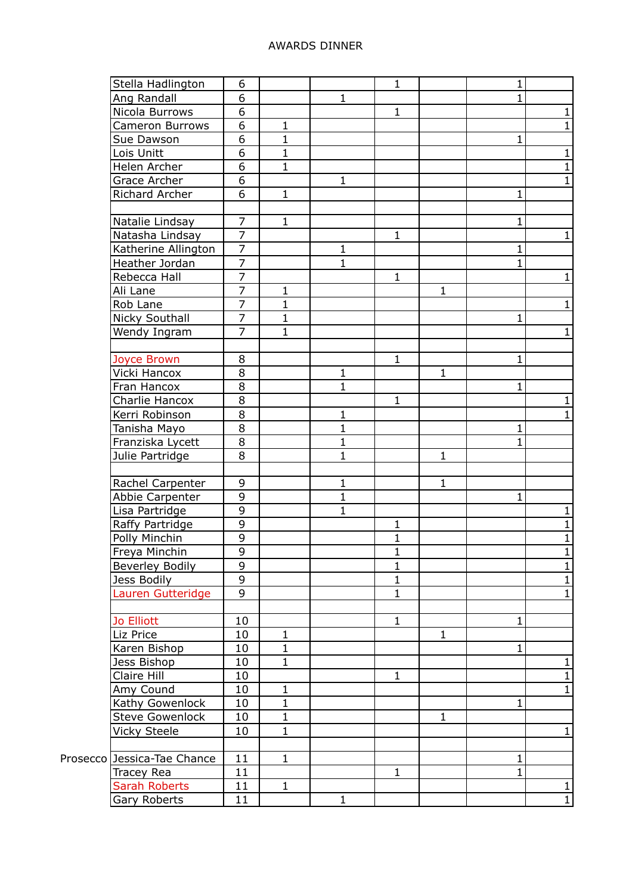# AWARDS DINNER

| | | | | | | | | |
|---|---|---|---|---|---|---|---|---|
| | Stella Hadlington | 6 | | | 1 | | 1 | |
| | Ang Randall | 6 | | 1 | | | 1 | |
| | Nicola Burrows | 6 | | | 1 | | | 1 |
| | Cameron Burrows | 6 | 1 | | | | | 1 |
| | Sue Dawson | 6 | 1 | | | | 1 | |
| | Lois Unitt | 6 | 1 | | | | | 1 |
| | Helen Archer | 6 | 1 | | | | | 1 |
| | Grace Archer | 6 | | 1 | | | | 1 |
| | Richard Archer | 6 | 1 | | | | 1 | |
| | | | | | | | | |
| | Natalie Lindsay | 7 | 1 | | | | 1 | |
| | Natasha Lindsay | 7 | | | 1 | | | 1 |
| | Katherine Allington | 7 | | 1 | | | 1 | |
| | Heather Jordan | 7 | | 1 | | | 1 | |
| | Rebecca Hall | 7 | | | 1 | | | 1 |
| | Ali Lane | 7 | 1 | | | 1 | | |
| | Rob Lane | 7 | 1 | | | | | 1 |
| | Nicky Southall | 7 | 1 | | | | 1 | |
| | Wendy Ingram | 7 | 1 | | | | | 1 |
| | | | | | | | | |
| | Joyce Brown | 8 | | | 1 | | 1 | |
| | Vicki Hancox | 8 | | 1 | | 1 | | |
| | Fran Hancox | 8 | | 1 | | | 1 | |
| | Charlie Hancox | 8 | | | 1 | | | 1 |
| | Kerri Robinson | 8 | | 1 | | | | 1 |
| | Tanisha Mayo | 8 | | 1 | | | 1 | |
| | Franziska Lycett | 8 | | 1 | | | 1 | |
| | Julie Partridge | 8 | | 1 | | 1 | | |
| | | | | | | | | |
| | Rachel Carpenter | 9 | | 1 | | 1 | | |
| | Abbie Carpenter | 9 | | 1 | | | 1 | |
| | Lisa Partridge | 9 | | 1 | | | | 1 |
| | Raffy Partridge | 9 | | | 1 | | | 1 |
| | Polly Minchin | 9 | | | 1 | | | 1 |
| | Freya Minchin | 9 | | | 1 | | | 1 |
| | Beverley Bodily | 9 | | | 1 | | | 1 |
| | Jess Bodily | 9 | | | 1 | | | 1 |
| | Lauren Gutteridge | 9 | | | 1 | | | 1 |
| | | | | | | | | |
| | Jo Elliott | 10 | | | 1 | | 1 | |
| | Liz Price | 10 | 1 | | | 1 | | |
| | Karen Bishop | 10 | 1 | | | | 1 | |
| | Jess Bishop | 10 | 1 | | | | | 1 |
| | Claire Hill | 10 | | | 1 | | | 1 |
| | Amy Cound | 10 | 1 | | | | | 1 |
| | Kathy Gowenlock | 10 | 1 | | | | 1 | |
| | Steve Gowenlock | 10 | 1 | | | 1 | | |
| | Vicky Steele | 10 | 1 | | | | | 1 |
| | | | | | | | | |
| Prosecco | Jessica-Tae Chance | 11 | 1 | | | | 1 | |
| | Tracey Rea | 11 | | | 1 | | 1 | |
| | Sarah Roberts | 11 | 1 | | | | | 1 |
| | Gary Roberts | 11 | | 1 | | | | 1 |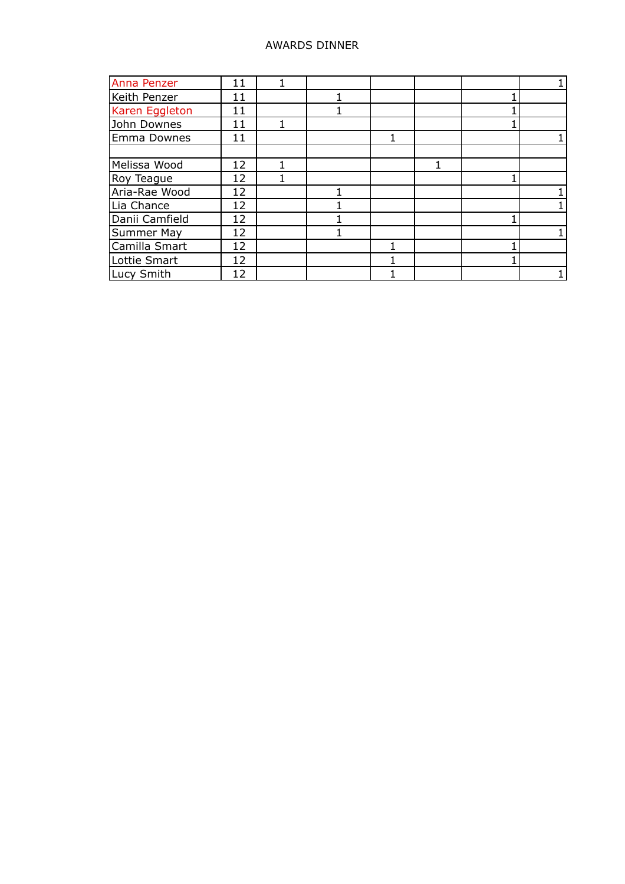AWARDS DINNER

| | | | | | | | |
|---|---|---|---|---|---|---|---|
| Anna Penzer | 11 | 1 | | | | | 1 |
| Keith Penzer | 11 | | 1 | | | 1 | |
| Karen Eggleton | 11 | | 1 | | | 1 | |
| John Downes | 11 | 1 | | | | 1 | |
| Emma Downes | 11 | | | 1 | | | 1 |
| | | | | | | | |
| Melissa Wood | 12 | 1 | | | 1 | | |
| Roy Teague | 12 | 1 | | | | 1 | |
| Aria-Rae Wood | 12 | | 1 | | | | 1 |
| Lia Chance | 12 | | 1 | | | | 1 |
| Danii Camfield | 12 | | 1 | | | 1 | |
| Summer May | 12 | | 1 | | | | 1 |
| Camilla Smart | 12 | | | 1 | | 1 | |
| Lottie Smart | 12 | | | 1 | | 1 | |
| Lucy Smith | 12 | | | 1 | | | 1 |